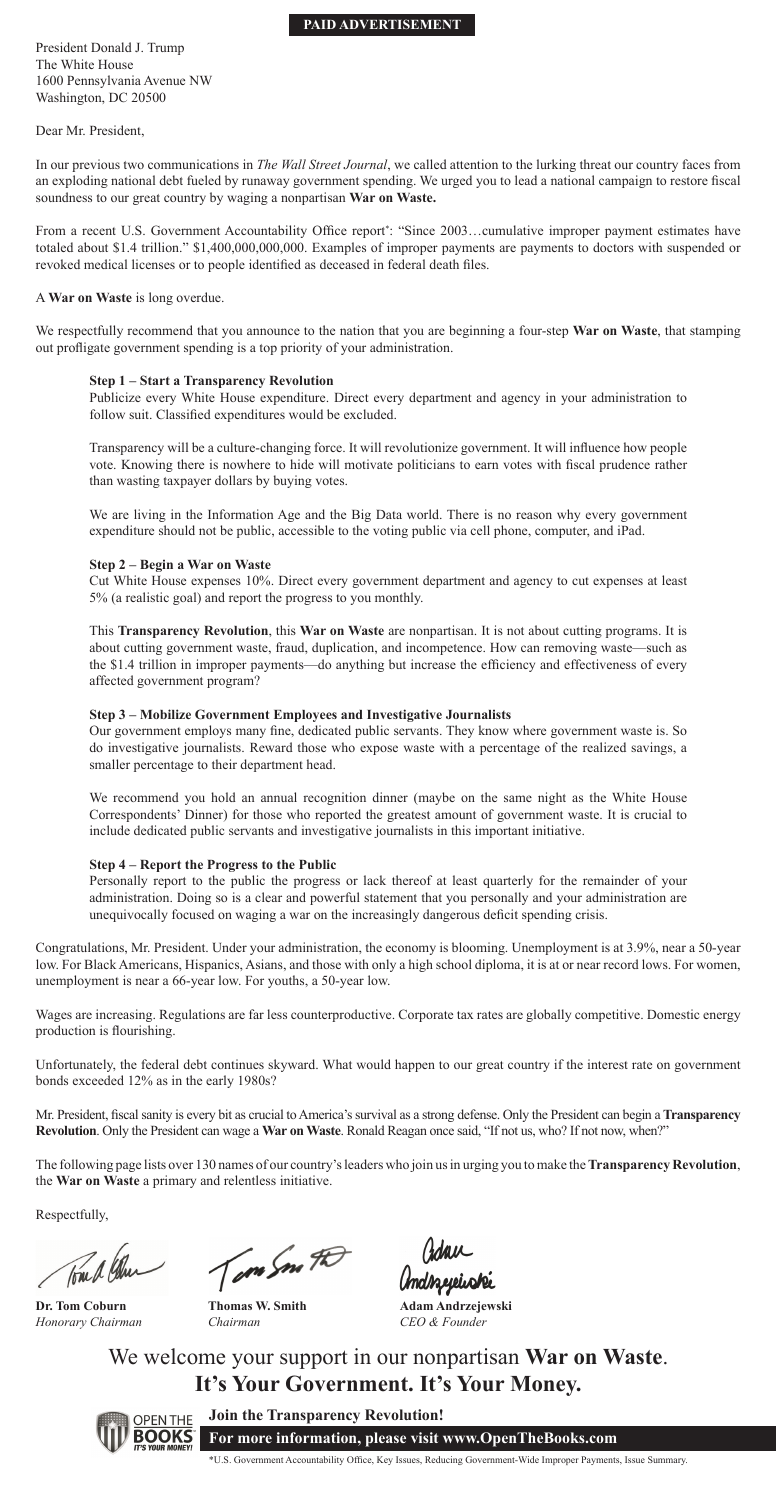**PAID ADVERTISEMENT**

President Donald J. Trump
The White House
1600 Pennsylvania Avenue NW
Washington, DC 20500

Dear Mr. President,

In our previous two communications in *The Wall Street Journal*, we called attention to the lurking threat our country faces from an exploding national debt fueled by runaway government spending. We urged you to lead a national campaign to restore fiscal soundness to our great country by waging a nonpartisan **War on Waste.**

From a recent U.S. Government Accountability Office report*: "Since 2003…cumulative improper payment estimates have totaled about $1.4 trillion." $1,400,000,000,000. Examples of improper payments are payments to doctors with suspended or revoked medical licenses or to people identified as deceased in federal death files.

A **War on Waste** is long overdue.

We respectfully recommend that you announce to the nation that you are beginning a four-step **War on Waste**, that stamping out profligate government spending is a top priority of your administration.

### Step 1 – Start a Transparency Revolution

Publicize every White House expenditure. Direct every department and agency in your administration to follow suit. Classified expenditures would be excluded.

Transparency will be a culture-changing force. It will revolutionize government. It will influence how people vote. Knowing there is nowhere to hide will motivate politicians to earn votes with fiscal prudence rather than wasting taxpayer dollars by buying votes.

We are living in the Information Age and the Big Data world. There is no reason why every government expenditure should not be public, accessible to the voting public via cell phone, computer, and iPad.

### Step 2 – Begin a War on Waste

Cut White House expenses 10%. Direct every government department and agency to cut expenses at least 5% (a realistic goal) and report the progress to you monthly.

This **Transparency Revolution**, this **War on Waste** are nonpartisan. It is not about cutting programs. It is about cutting government waste, fraud, duplication, and incompetence. How can removing waste—such as the $1.4 trillion in improper payments—do anything but increase the efficiency and effectiveness of every affected government program?

### Step 3 – Mobilize Government Employees and Investigative Journalists

Our government employs many fine, dedicated public servants. They know where government waste is. So do investigative journalists. Reward those who expose waste with a percentage of the realized savings, a smaller percentage to their department head.

We recommend you hold an annual recognition dinner (maybe on the same night as the White House Correspondents' Dinner) for those who reported the greatest amount of government waste. It is crucial to include dedicated public servants and investigative journalists in this important initiative.

### Step 4 – Report the Progress to the Public

Personally report to the public the progress or lack thereof at least quarterly for the remainder of your administration. Doing so is a clear and powerful statement that you personally and your administration are unequivocally focused on waging a war on the increasingly dangerous deficit spending crisis.

Congratulations, Mr. President. Under your administration, the economy is blooming. Unemployment is at 3.9%, near a 50-year low. For Black Americans, Hispanics, Asians, and those with only a high school diploma, it is at or near record lows. For women, unemployment is near a 66-year low. For youths, a 50-year low.

Wages are increasing. Regulations are far less counterproductive. Corporate tax rates are globally competitive. Domestic energy production is flourishing.

Unfortunately, the federal debt continues skyward. What would happen to our great country if the interest rate on government bonds exceeded 12% as in the early 1980s?

Mr. President, fiscal sanity is every bit as crucial to America's survival as a strong defense. Only the President can begin a **Transparency Revolution**. Only the President can wage a **War on Waste**. Ronald Reagan once said, "If not us, who? If not now, when?"

The following page lists over 130 names of our country's leaders who join us in urging you to make the **Transparency Revolution**, the **War on Waste** a primary and relentless initiative.

Respectfully,

| **Dr. Tom Coburn** | **Thomas W. Smith** | **Adam Andrzejewski** |
|---|---|---|
| *Honorary Chairman* | *Chairman* | *CEO & Founder* |

## We welcome your support in our nonpartisan **War on Waste**.
## **It's Your Government. It's Your Money.**

OPEN THE BOOKS — IT'S YOUR MONEY!

**Join the Transparency Revolution!**

**For more information, please visit www.OpenTheBooks.com**

*U.S. Government Accountability Office, Key Issues, Reducing Government-Wide Improper Payments, Issue Summary.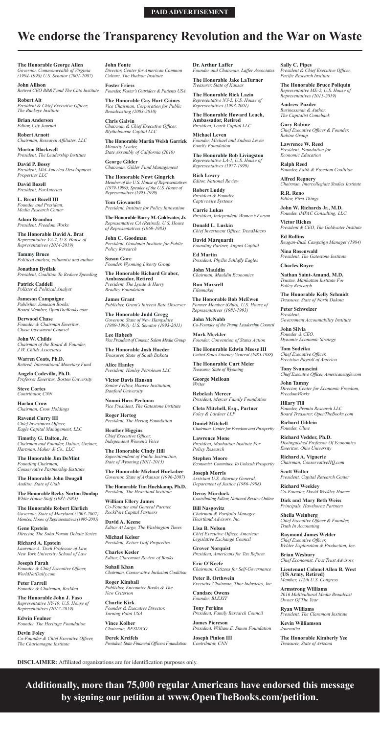PAID ADVERTISEMENT

# We endorse the Transparency Revolution and the War on Waste

**The Honorable George Allen**
*Governor, Commonwealth of Virginia (1994-1998) U.S. Senator (2001-2007)*

**John Allison**
*Retired CEO BB&T and The Cato Institute*

**Robert Alt**
*President & Chief Executive Officer, The Buckeye Institute*

**Brian Anderson**
*Editor, City Journal*

**Robert Arnott**
*Chairman, Research Affiliates, LLC*

**Morton Blackwell**
*President, The Leadership Institute*

**David P. Bossy**
*President, Mid-America Development Properties LLC*

**David Bozell**
*President, ForAmerica*

**L. Brent Bozell III**
*Founder and President, Media Research Center*

**Adam Brandon**
*President, Freedom Works*

**The Honorable David A. Brat**
*Representative VA-7, U.S. House of Representatives (2014-2019)*

**Tammy Bruce**
*Political analyst, columnist and author*

**Jonathan Bydlak**
*President, Coalition To Reduce Spending*

**Patrick Caddell**
*Pollster & Political Analyst*

**Jameson Campaigne**
*Publisher, Jameson Books; Board Member, OpenTheBooks.com*

**Derwood Chase**
*Founder & Chairman Emeritus, Chase Investment Counsel*

**John W. Childs**
*Chairman of the Board & Founder, J.W. Childs Associates*

**Warren Coats, Ph.D.**
*Retired, International Monetary Fund*

**Angelo Codevilla, Ph.D.**
*Professor Emeritus, Boston University*

**Steve Cortes**
*Contributor, CNN*

**Harlan Crow**
*Chairman, Crow Holdings*

**Ravenel Curry III**
*Chief Investment Officer, Eagle Capital Management, LLC*

**Timothy G. Dalton, Jr.**
*Chairman and Founder, Dalton, Greiner, Hartman, Maher & Co., LLC*

**The Honorable Jim DeMint**
*Founding Chairman, Conservative Partnership Institute*

**The Honorable John Dougall**
*Auditor, State of Utah*

**The Honorable Becky Norton Dunlop**
*White House Staff (1981-1985)*

**The Honorable Robert Ehrlich**
*Governor, State of Maryland (2003-2007) Member, House of Representatives (1995-2003)*

**Gene Epstein**
*Director, The Soho Forum Debate Series*

**Richard A. Epstein**
*Laurence A. Tisch Professor of Law, New York University School of Law*

**Joseph Farah**
*Founder & Chief Executive Officer, WorldNetDaily.com*

**Peter Farrell**
*Founder & Chairman, ResMed*

**The Honorable John J. Faso**
*Representative NY-19, U.S. House of Representatives (2017-2019)*

**Edwin Feulner**
*Founder, The Heritage Foundation*

**Devin Foley**
*Co-Founder & Chief Executive Officer, The Charlemagne Institute*

**John Fonte**
*Director, Center for American Common Culture, The Hudson Institute*

**Foster Friess**
*Founder, Foster's Outriders & Patients USA*

**The Honorable Gay Hart Gaines**
*Vice Chairman, Corporation for Public Broadcasting (2003-2010)*

**Chris Galvin**
*Chairman & Chief Executive Officer, Blythebourne Capital LLC*

**The Honorable Martin Welsh Garrick**
*Minority Leader, State Assembly of California (2010)*

**George Gilder**
*Chairman, Gilder Fund Management*

**The Honorable Newt Gingrich**
*Member of the U.S. House of Representatives (1979-1999); Speaker of the U.S. House of Representatives (1995-1999)*

**Tom Giovanetti**
*President, Institute for Policy Innovation*

**The Honorable Barry M. Goldwater, Jr.**
*Representative CA (Retired), U.S. House of Representatives (1969-1983)*

**John C. Goodman**
*President, Goodman Institute for Public Policy Research*

**Susan Gore**
*Founder, Wyoming Liberty Group*

**The Honorable Richard Graber, Ambassador, Retired**
*President, The Lynde & Harry Bradley Foundation*

**James Grant**
*Publisher, Grant's Interest Rate Observer*

**The Honorable Judd Gregg**
*Governor, State of New Hampshire (1989-1993); U.S. Senator (1993-2011)*

**Lee Habeeb**
*Vice President of Content, Salem Media Group*

**The Honorable Josh Haeder**
*Treasurer, State of South Dakota*

**Alice Hanley**
*President, Hanley Petroleum LLC*

**Victor Davis Hanson**
*Senior Fellow, Hoover Institution, Stanford University*

**Naomi Hass-Perlman**
*Vice President, The Gatestone Institute*

**Roger Hertog**
*President, The Hertog Foundation*

**Heather Higgins**
*Chief Executive Officer, Independent Women's Voice*

**The Honorable Cindy Hill**
*Superintendent of Public Instruction, State of Wyoming (2011-2015)*

**The Honorable Michael Huckabee**
*Governor, State of Arkansas (1996-2007)*

**The Honorable Tim Huelskamp, Ph.D.**
*President, The Heartland Institute*

**William Ellery James**
*Co-Founder and General Partner, RockPort Capital Partners*

**David A. Keene**
*Editor At Large, The Washington Times*

**Michael Keiser**
*President, Keiser Golf Properties*

**Charles Kesler**
*Editor, Claremont Review of Books*

**Suhail Khan**
*Chairman, Conservative Inclusion Coalition*

**Roger Kimball**
*Publisher, Encounter Books & The New Criterion*

**Charlie Kirk**
*Founder & Executive Director, Turning Point USA*

**Vince Kolber**
*Chairman, RESIDCO*

**Derek Kreifels**
*President, State Financial Officers Foundation*

**Dr. Arthur Laffer**
*Founder and Chairman, Laffer Associates*

**The Honorable Jake LaTurner**
*Treasurer, State of Kansas*

**The Honorable Rick Lazio**
*Representative NY-2, U.S. House of Representatives (1993-2001)*

**The Honorable Howard Leach, Ambassador, Retired**
*President, Leach Capital LLC*

**Michael Leven**
*Founder, Michael and Andrea Leven Family Foundation*

**The Honorable Bob Livingston**
*Representative LA-1, U.S. House of Representatives (1977-1999)*

**Rich Lowry**
*Editor, National Review*

**Robert Luddy**
*President & Founder, CaptiveAire Systems*

**Carrie Lukas**
*President, Independent Women's Forum*

**Donald L. Luskin**
*Chief Investment Officer, TrendMacro*

**David Marquardt**
*Founding Partner, August Capital*

**Ed Martin**
*President, Phyllis Schlafly Eagles*

**John Mauldin**
*Chairman, Mauldin Economics*

**Ron Maxwell**
*Filmmaker*

**The Honorable Bob McEwen**
*Former Member (Ohio), U.S. House of Representatives (1981-1993)*

**John McNabb**
*Co-Founder of the Trump Leadership Council*

**Mark Meckler**
*Founder, Convention of States Action*

**The Honorable Edwin Meese III**
*United States Attorney General (1985-1988)*

**The Honorable Curt Meier**
*Treasurer, State of Wyoming*

**George Melloan**
*Writer*

**Rebekah Mercer**
*President, Mercer Family Foundation*

**Cleta Mitchell, Esq., Partner**
*Foley & Lardner LLP*

**Daniel Mitchell**
*Chairman, Center for Freedom and Prosperity*

**Lawrence Mone**
*President, Manhattan Institute For Policy Research*

**Stephen Moore**
*Economist, Committee To Unleash Prosperity*

**Joseph Morris**
*Assistant U.S. Attorney General, Department of Justice (1986-1988)*

**Deroy Murdock**
*Contributing Editor, National Review Online*

**Bill Nasgovitz**
*Chairman & Portfolio Manager, Heartland Advisors, Inc.*

**Lisa B. Nelson**
*Chief Executive Officer, American Legislative Exchange Council*

**Grover Norquist**
*President, Americans for Tax Reform*

**Eric O'Keefe**
*Chairman, Citizens for Self-Governance*

**Peter B. Orthwein**
*Executive Chairman, Thor Industries, Inc.*

**Candace Owens**
*Founder, BLEXIT*

**Tony Perkins**
*President, Family Research Council*

**James Piereson**
*President, William E. Simon Foundation*

**Joseph Pinion III**
*Contributor, CNN*

**Sally C. Pipes**
*President & Chief Executive Officer, Pacific Research Institute*

**The Honorable Bruce Poliquin**
*Representative ME-2, U.S. House of Representatives (2015-2019)*

**Andrew Puzder**
*Businessman & Author, The Capitalist Comeback*

**Gary Rabine**
*Chief Executive Officer & Founder, Rabine Group*

**Lawrence W. Reed**
*President, Foundation for Economic Education*

**Ralph Reed**
*Founder, Faith & Freedom Coalition*

**Alfred Regnery**
*Chairman, Intercollegiate Studies Institute*

**R.R. Reno**
*Editor, First Things*

**John W. Richards Jr., M.D.**
*Founder, iMPAC Consulting, LLC*

**Victor Riches**
*President & CEO, The Goldwater Institute*

**Ed Rollins**
*Reagan-Bush Campaign Manager (1984)*

**Nina Rosenwald**
*President, The Gatestone Institute*

**Charles Royce**

**Nathan Saint-Amand, M.D.**
*Trustee, Manhattan Institute For Policy Research*

**The Honorable Kelly Schmidt**
*Treasurer, State of North Dakota*

**Peter Schweizer**
*President, Government Accountability Institute*

**John Silvia**
*Founder & CEO, Dynamic Economic Strategy*

**Tom Sodeika**
*Chief Executive Officer, Precision Payroll of America*

**Tony Svanascini**
*Chief Executive Officer, Americaneagle.com*

**John Tamny**
*Director, Center for Economic Freedom, FreedomWorks*

**Hilary Till**
*Founder, Premia Research LLC Board Treasurer, OpenTheBooks.com*

**Richard Uihlein**
*Founder, Uline*

**Richard Vedder, Ph.D.**
*Distinguished Professor Of Economics Emeritus, Ohio University*

**Richard A. Viguerie**
*Chairman, ConservativeHQ.com*

**Scott Walter**
*President, Capital Research Center*

**Richard Weekley**
*Co-Founder, David Weekley Homes*

**Dick and Mary Beth Weiss**
*Principals, Hawthorne Partners*

**Sheila Weinberg**
*Chief Executive Officer & Founder, Truth In Accounting*

**Raymond James Welder**
*Chief Executive Officer, Welder Exploration & Production, Inc.*

**Brian Wesbury**
*Chief Economist, First Trust Advisors*

**Lieutenant Colonel Allen B. West (US Army, Retired)**
*Member, 112th U.S. Congress*

**Armstrong Williams**
*2016 Multicultural Media Broadcast Owner Of The Year*

**Ryan Williams**
*President, The Claremont Institute*

**Kevin Williamson**
*Journalist*

**The Honorable Kimberly Yee**
*Treasurer, State of Arizona*

**DISCLAIMER:** Affiliated organizations are for identification purposes only.

**Additionally, more than 75,000 regular Americans have endorsed this message by signing our petition at www.OpenTheBooks.com/petition.**